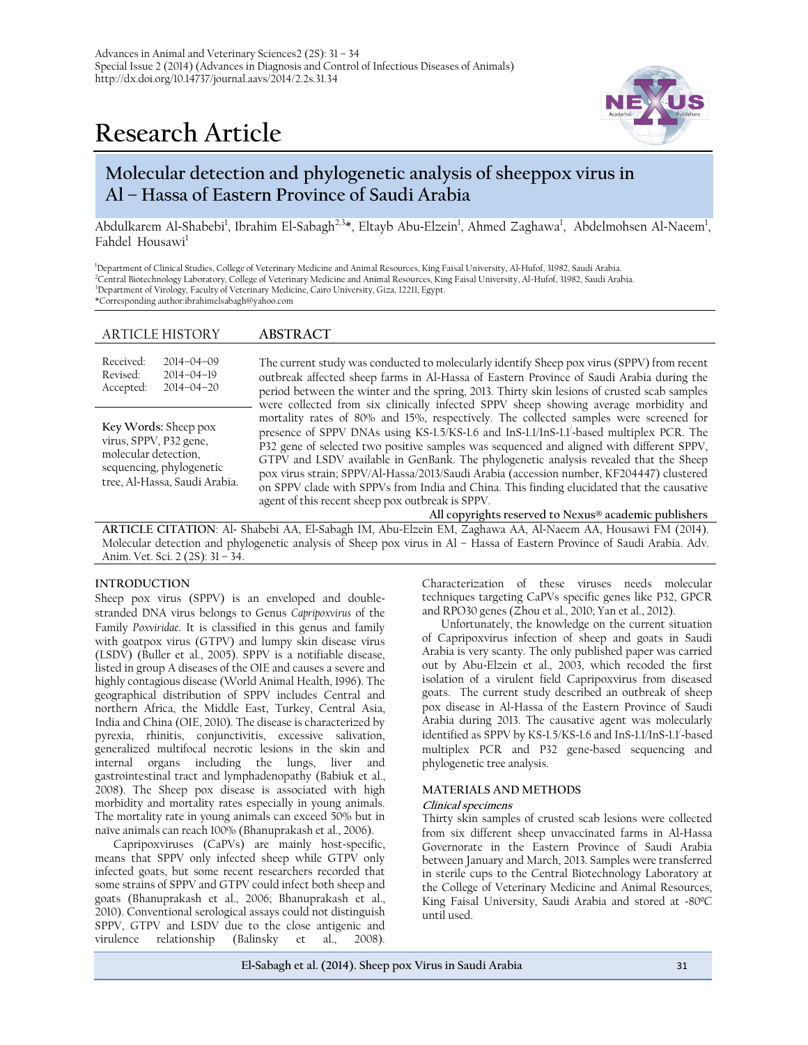Research Article

# Molecular detection and phylogenetic analysis of sheeppox virus in Al – Hassa of Eastern Province of Saudi Arabia

Abdulkarem Al-Shabebi[1], Ibrahim El-Sabagh[2,3]*, Eltayb Abu-Elzein[1], Ahmed Zaghawa[1], Abdelmohsen Al-Naeem[1], Fahdel Housawi[1]

[1]Department of Clinical Studies, College of Veterinary Medicine and Animal Resources, King Faisal University, Al-Hufof, 31982, Saudi Arabia.
[2]Central Biotechnology Laboratory, College of Veterinary Medicine and Animal Resources, King Faisal University, Al-Hufof, 31982, Saudi Arabia.
[3]Department of Virology, Faculty of Veterinary Medicine, Cairo University, Giza, 12211, Egypt.
*Corresponding author:ibrahimelsabagh@yahoo.com

## ARTICLE HISTORY

Received: 2014–04–09
Revised: 2014–04–19
Accepted: 2014–04–20

**Key Words:** Sheep pox virus, SPPV, P32 gene, molecular detection, sequencing, phylogenetic tree, Al-Hassa, Saudi Arabia.

## ABSTRACT

The current study was conducted to molecularly identify Sheep pox virus (SPPV) from recent outbreak affected sheep farms in Al-Hassa of Eastern Province of Saudi Arabia during the period between the winter and the spring, 2013. Thirty skin lesions of crusted scab samples were collected from six clinically infected SPPV sheep showing average morbidity and mortality rates of 80% and 15%, respectively. The collected samples were screened for presence of SPPV DNAs using KS-1.5/KS-1.6 and InS-1.1/InS-1.1/-based multiplex PCR. The P32 gene of selected two positive samples was sequenced and aligned with different SPPV, GTPV and LSDV available in GenBank. The phylogenetic analysis revealed that the Sheep pox virus strain; SPPV/Al-Hassa/2013/Saudi Arabia (accession number, KF204447) clustered on SPPV clade with SPPVs from India and China. This finding elucidated that the causative agent of this recent sheep pox outbreak is SPPV.

**All copyrights reserved to Nexus® academic publishers**

**ARTICLE CITATION**: Al- Shabebi AA, El-Sabagh IM, Abu-Elzein EM, Zaghawa AA, Al-Naeem AA, Housawi FM (2014). Molecular detection and phylogenetic analysis of Sheep pox virus in Al – Hassa of Eastern Province of Saudi Arabia. Adv. Anim. Vet. Sci. 2 (2S): 31 – 34.

## INTRODUCTION

Sheep pox virus (SPPV) is an enveloped and double-stranded DNA virus belongs to Genus *Capripoxvirus* of the Family *Poxviridae*. It is classified in this genus and family with goatpox virus (GTPV) and lumpy skin disease virus (LSDV) (Buller et al., 2005). SPPV is a notifiable disease, listed in group A diseases of the OIE and causes a severe and highly contagious disease (World Animal Health, 1996). The geographical distribution of SPPV includes Central and northern Africa, the Middle East, Turkey, Central Asia, India and China (OIE, 2010). The disease is characterized by pyrexia, rhinitis, conjunctivitis, excessive salivation, generalized multifocal necrotic lesions in the skin and internal organs including the lungs, liver and gastrointestinal tract and lymphadenopathy (Babiuk et al., 2008). The Sheep pox disease is associated with high morbidity and mortality rates especially in young animals. The mortality rate in young animals can exceed 50% but in naïve animals can reach 100% (Bhanuprakash et al., 2006).

Capripoxviruses (CaPVs) are mainly host-specific, means that SPPV only infected sheep while GTPV only infected goats, but some recent researchers recorded that some strains of SPPV and GTPV could infect both sheep and goats (Bhanuprakash et al., 2006; Bhanuprakash et al., 2010). Conventional serological assays could not distinguish SPPV, GTPV and LSDV due to the close antigenic and virulence relationship (Balinsky et al., 2008). Characterization of these viruses needs molecular techniques targeting CaPVs specific genes like P32, GPCR and RPO30 genes (Zhou et al., 2010; Yan et al., 2012).

Unfortunately, the knowledge on the current situation of Capripoxvirus infection of sheep and goats in Saudi Arabia is very scanty. The only published paper was carried out by Abu-Elzein et al., 2003, which recoded the first isolation of a virulent field Capripoxvirus from diseased goats. The current study described an outbreak of sheep pox disease in Al-Hassa of the Eastern Province of Saudi Arabia during 2013. The causative agent was molecularly identified as SPPV by KS-1.5/KS-1.6 and InS-1.1/InS-1.1/-based multiplex PCR and P32 gene-based sequencing and phylogenetic tree analysis.

## MATERIALS AND METHODS

### *Clinical specimens*

Thirty skin samples of crusted scab lesions were collected from six different sheep unvaccinated farms in Al-Hassa Governorate in the Eastern Province of Saudi Arabia between January and March, 2013. Samples were transferred in sterile cups to the Central Biotechnology Laboratory at the College of Veterinary Medicine and Animal Resources, King Faisal University, Saudi Arabia and stored at -80ºC until used.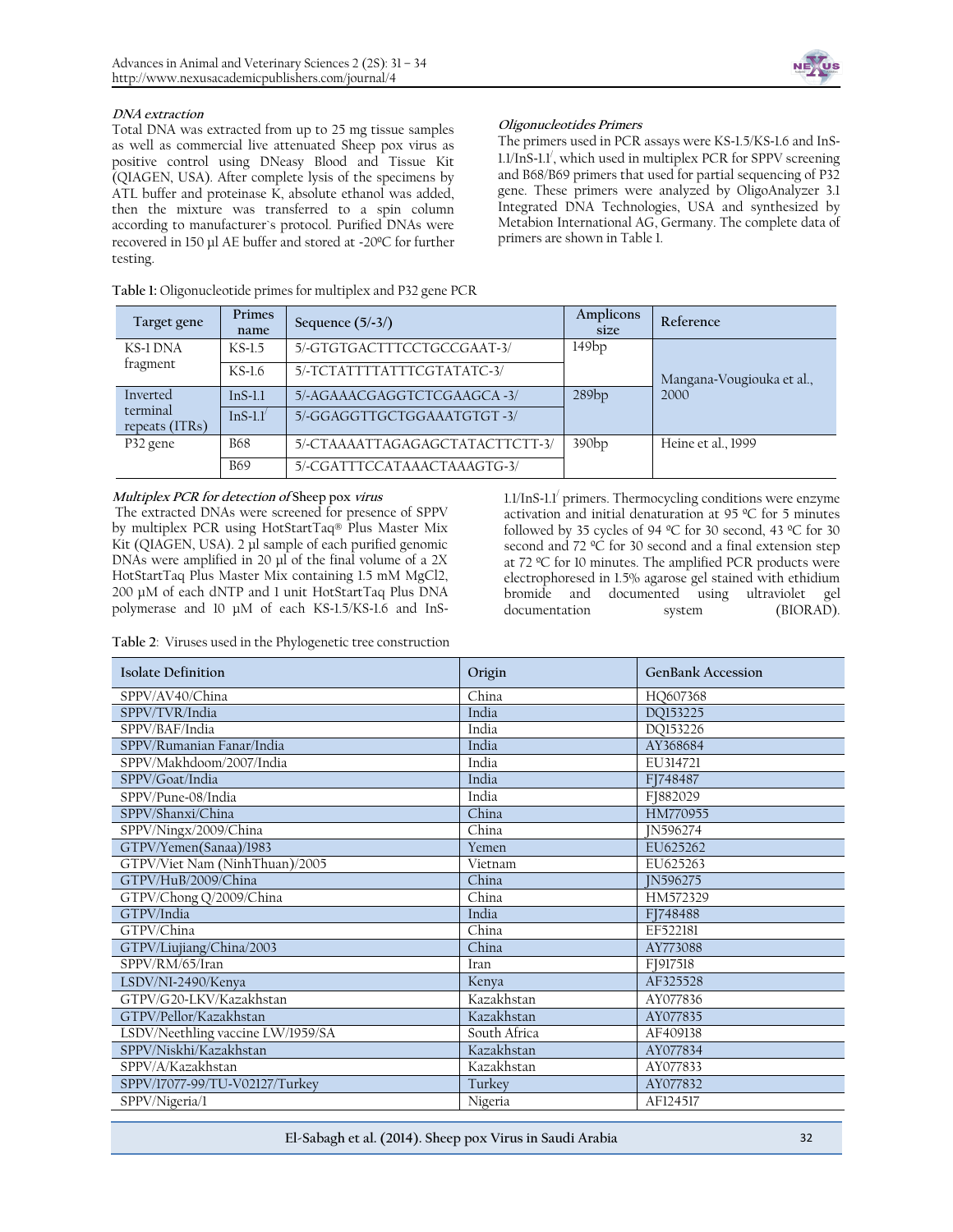**DNA extraction**

Total DNA was extracted from up to 25 mg tissue samples as well as commercial live attenuated Sheep pox virus as positive control using DNeasy Blood and Tissue Kit (QIAGEN, USA). After complete lysis of the specimens by ATL buffer and proteinase K, absolute ethanol was added, then the mixture was transferred to a spin column according to manufacturer`s protocol. Purified DNAs were recovered in 150 µl AE buffer and stored at -20ºC for further testing.

**Oligonucleotides Primers**

The primers used in PCR assays were KS-1.5/KS-1.6 and InS-1.1/InS-1.1/, which used in multiplex PCR for SPPV screening and B68/B69 primers that used for partial sequencing of P32 gene. These primers were analyzed by OligoAnalyzer 3.1 Integrated DNA Technologies, USA and synthesized by Metabion International AG, Germany. The complete data of primers are shown in Table 1.

**Table 1:** Oligonucleotide primes for multiplex and P32 gene PCR

| Target gene | Primes name | Sequence (5/-3/) | Amplicons size | Reference |
|---|---|---|---|---|
| KS-1 DNA fragment | KS-1.5 | 5/-GTGTGACTTTCCTGCCGAAT-3/ | 149bp | Mangana-Vougiouka et al., 2000 |
| | KS-1.6 | 5/-TCTATTTTATTTCGTATATC-3/ | | |
| Inverted terminal repeats (ITRs) | InS-1.1 | 5/-AGAAACGAGGTCTCGAAGCA -3/ | 289bp | |
| | InS-1.1/ | 5/-GGAGGTTGCTGGAAATGTGT -3/ | | |
| P32 gene | B68 | 5/-CTAAAATTAGAGAGCTATACTTCTT-3/ | 390bp | Heine et al., 1999 |
| | B69 | 5/-CGATTTCCATAAACTAAAGTG-3/ | | |

***Multiplex PCR for detection of* Sheep pox *virus***

The extracted DNAs were screened for presence of SPPV by multiplex PCR using HotStartTaq® Plus Master Mix Kit (QIAGEN, USA). 2 µl sample of each purified genomic DNAs were amplified in 20 µl of the final volume of a 2X HotStartTaq Plus Master Mix containing 1.5 mM MgCl2, 200 µM of each dNTP and 1 unit HotStartTaq Plus DNA polymerase and 10 µM of each KS-1.5/KS-1.6 and InS-1.1/InS-1.1/ primers. Thermocycling conditions were enzyme activation and initial denaturation at 95 ºC for 5 minutes followed by 35 cycles of 94 ºC for 30 second, 43 ºC for 30 second and 72 ºC for 30 second and a final extension step at 72 ºC for 10 minutes. The amplified PCR products were electrophoresed in 1.5% agarose gel stained with ethidium bromide and documented using ultraviolet gel documentation system (BIORAD).

**Table 2**: Viruses used in the Phylogenetic tree construction

| Isolate Definition | Origin | GenBank Accession |
|---|---|---|
| SPPV/AV40/China | China | HQ607368 |
| SPPV/TVR/India | India | DQ153225 |
| SPPV/BAF/India | India | DQ153226 |
| SPPV/Rumanian Fanar/India | India | AY368684 |
| SPPV/Makhdoom/2007/India | India | EU314721 |
| SPPV/Goat/India | India | FJ748487 |
| SPPV/Pune-08/India | India | FJ882029 |
| SPPV/Shanxi/China | China | HM770955 |
| SPPV/Ningx/2009/China | China | JN596274 |
| GTPV/Yemen(Sanaa)/1983 | Yemen | EU625262 |
| GTPV/Viet Nam (NinhThuan)/2005 | Vietnam | EU625263 |
| GTPV/HuB/2009/China | China | JN596275 |
| GTPV/Chong Q/2009/China | China | HM572329 |
| GTPV/India | India | FJ748488 |
| GTPV/China | China | EF522181 |
| GTPV/Liujiang/China/2003 | China | AY773088 |
| SPPV/RM/65/Iran | Iran | FJ917518 |
| LSDV/NI-2490/Kenya | Kenya | AF325528 |
| GTPV/G20-LKV/Kazakhstan | Kazakhstan | AY077836 |
| GTPV/Pellor/Kazakhstan | Kazakhstan | AY077835 |
| LSDV/Neethling vaccine LW/1959/SA | South Africa | AF409138 |
| SPPV/Niskhi/Kazakhstan | Kazakhstan | AY077834 |
| SPPV/A/Kazakhstan | Kazakhstan | AY077833 |
| SPPV/17077-99/TU-V02127/Turkey | Turkey | AY077832 |
| SPPV/Nigeria/1 | Nigeria | AF124517 |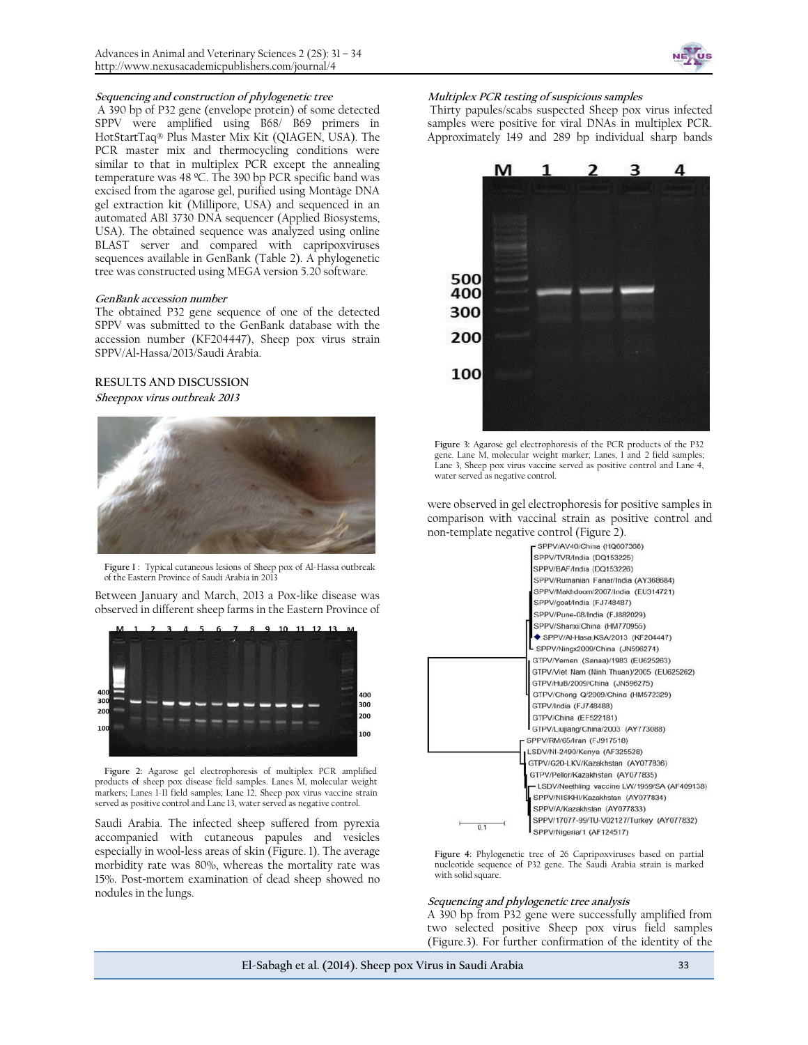*Sequencing and construction of phylogenetic tree*

A 390 bp of P32 gene (envelope protein) of some detected SPPV were amplified using B68/ B69 primers in HotStartTaq® Plus Master Mix Kit (QIAGEN, USA). The PCR master mix and thermocycling conditions were similar to that in multiplex PCR except the annealing temperature was 48 ºC. The 390 bp PCR specific band was excised from the agarose gel, purified using Montàge DNA gel extraction kit (Millipore, USA) and sequenced in an automated ABI 3730 DNA sequencer (Applied Biosystems, USA). The obtained sequence was analyzed using online BLAST server and compared with capripoxviruses sequences available in GenBank (Table 2). A phylogenetic tree was constructed using MEGA version 5.20 software.

*GenBank accession number*

The obtained P32 gene sequence of one of the detected SPPV was submitted to the GenBank database with the accession number (KF204447), Sheep pox virus strain SPPV/Al-Hassa/2013/Saudi Arabia.

## RESULTS AND DISCUSSION

*Sheeppox virus outbreak 2013*

Figure 1 : Typical cutaneous lesions of Sheep pox of Al-Hassa outbreak of the Eastern Province of Saudi Arabia in 2013

Between January and March, 2013 a Pox-like disease was observed in different sheep farms in the Eastern Province of Saudi Arabia. The infected sheep suffered from pyrexia accompanied with cutaneous papules and vesicles especially in wool-less areas of skin (Figure. 1). The average morbidity rate was 80%, whereas the mortality rate was 15%. Post-mortem examination of dead sheep showed no nodules in the lungs.

Figure 2: Agarose gel electrophoresis of multiplex PCR amplified products of sheep pox disease field samples. Lanes M, molecular weight markers; Lanes 1-11 field samples; Lane 12, Sheep pox virus vaccine strain served as positive control and Lane 13, water served as negative control.

*Multiplex PCR testing of suspicious samples*

Thirty papules/scabs suspected Sheep pox virus infected samples were positive for viral DNAs in multiplex PCR. Approximately 149 and 289 bp individual sharp bands were observed in gel electrophoresis for positive samples in comparison with vaccinal strain as positive control and non-template negative control (Figure 2).

Figure 3: Agarose gel electrophoresis of the PCR products of the P32 gene. Lane M, molecular weight marker; Lanes, 1 and 2 field samples; Lane 3, Sheep pox virus vaccine served as positive control and Lane 4, water served as negative control.

Figure 4: Phylogenetic tree of 26 Capripoxviruses based on partial nucleotide sequence of P32 gene. The Saudi Arabia strain is marked with solid square.

*Sequencing and phylogenetic tree analysis*

A 390 bp from P32 gene were successfully amplified from two selected positive Sheep pox virus field samples (Figure.3). For further confirmation of the identity of the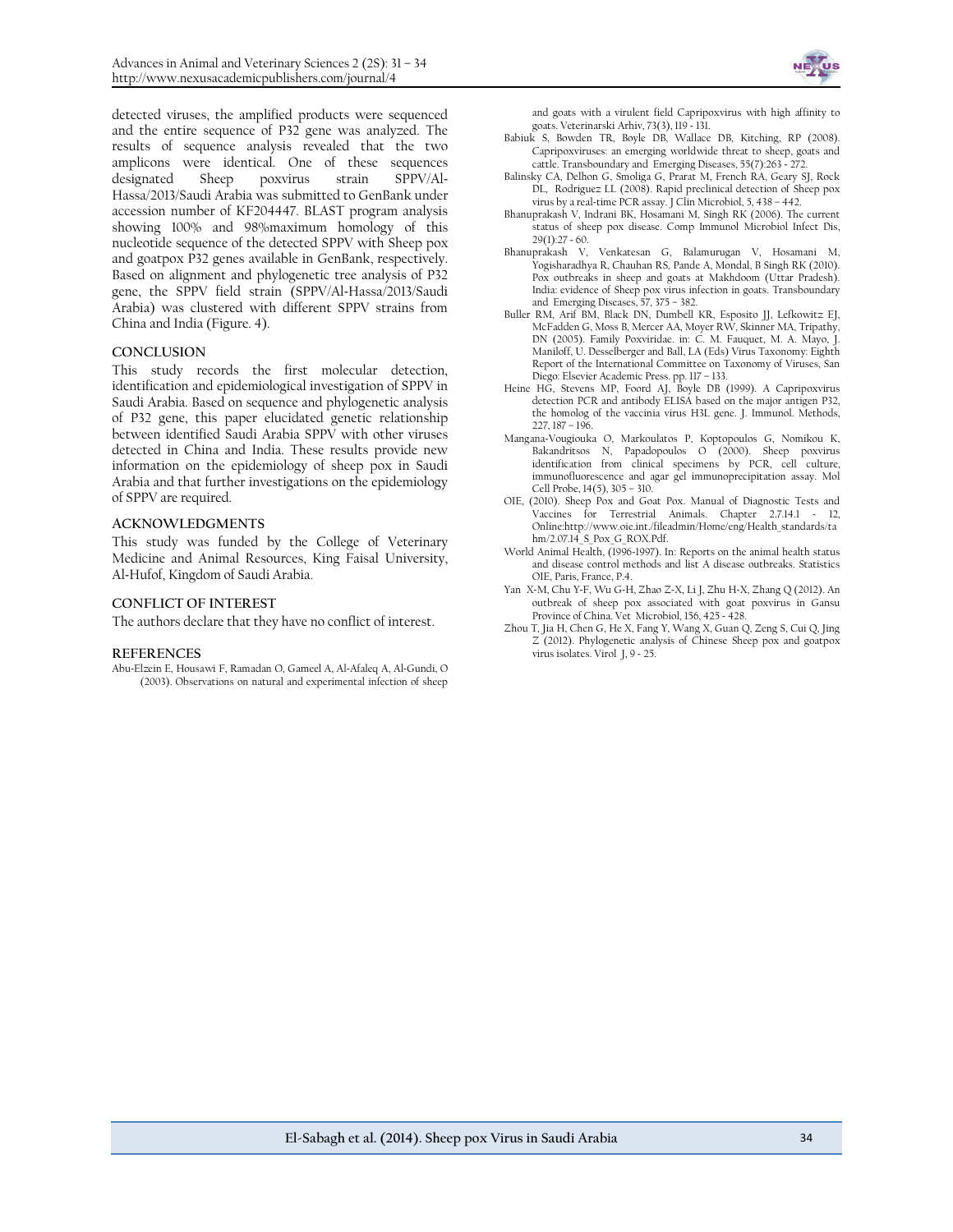detected viruses, the amplified products were sequenced and the entire sequence of P32 gene was analyzed. The results of sequence analysis revealed that the two amplicons were identical. One of these sequences designated Sheep poxvirus strain SPPV/Al-Hassa/2013/Saudi Arabia was submitted to GenBank under accession number of KF204447. BLAST program analysis showing 100% and 98%maximum homology of this nucleotide sequence of the detected SPPV with Sheep pox and goatpox P32 genes available in GenBank, respectively. Based on alignment and phylogenetic tree analysis of P32 gene, the SPPV field strain (SPPV/Al-Hassa/2013/Saudi Arabia) was clustered with different SPPV strains from China and India (Figure. 4).

## CONCLUSION

This study records the first molecular detection, identification and epidemiological investigation of SPPV in Saudi Arabia. Based on sequence and phylogenetic analysis of P32 gene, this paper elucidated genetic relationship between identified Saudi Arabia SPPV with other viruses detected in China and India. These results provide new information on the epidemiology of sheep pox in Saudi Arabia and that further investigations on the epidemiology of SPPV are required.

## ACKNOWLEDGMENTS

This study was funded by the College of Veterinary Medicine and Animal Resources, King Faisal University, Al-Hufof, Kingdom of Saudi Arabia.

## CONFLICT OF INTEREST

The authors declare that they have no conflict of interest.

## REFERENCES

Abu-Elzein E, Housawi F, Ramadan O, Gameel A, Al-Afaleq A, Al-Gundi, O (2003). Observations on natural and experimental infection of sheep and goats with a virulent field Capripoxvirus with high affinity to goats. Veterinarski Arhiv, 73(3), 119 - 131.

Babiuk S, Bowden TR, Boyle DB, Wallace DB, Kitching, RP (2008). Capripoxviruses: an emerging worldwide threat to sheep, goats and cattle. Transboundary and Emerging Diseases, 55(7):263 - 272.

Balinsky CA, Delhon G, Smoliga G, Prarat M, French RA, Geary SJ, Rock DL, Rodriguez LL (2008). Rapid preclinical detection of Sheep pox virus by a real-time PCR assay. J Clin Microbiol, 5, 438 – 442.

Bhanuprakash V, Indrani BK, Hosamani M, Singh RK (2006). The current status of sheep pox disease. Comp Immunol Microbiol Infect Dis, 29(1):27 - 60.

Bhanuprakash V, Venkatesan G, Balamurugan V, Hosamani M, Yogisharadhya R, Chauhan RS, Pande A, Mondal, B Singh RK (2010). Pox outbreaks in sheep and goats at Makhdoom (Uttar Pradesh). India: evidence of Sheep pox virus infection in goats. Transboundary and Emerging Diseases, 57, 375 – 382.

Buller RM, Arif BM, Black DN, Dumbell KR, Esposito JJ, Lefkowitz EJ, McFadden G, Moss B, Mercer AA, Moyer RW, Skinner MA, Tripathy, DN (2005). Family Poxviridae. in: C. M. Fauquet, M. A. Mayo, J. Maniloff, U. Desselberger and Ball, LA (Eds) Virus Taxonomy: Eighth Report of the International Committee on Taxonomy of Viruses, San Diego: Elsevier Academic Press. pp. 117 – 133.

Heine HG, Stevens MP, Foord AJ, Boyle DB (1999). A Capripoxvirus detection PCR and antibody ELISA based on the major antigen P32, the homolog of the vaccinia virus H3L gene. J. Immunol. Methods, 227, 187 – 196.

Mangana-Vougiouka O, Markoulatos P, Koptopoulos G, Nomikou K, Bakandritsos N, Papadopoulos O (2000). Sheep poxvirus identification from clinical specimens by PCR, cell culture, immunofluorescence and agar gel immunoprecipitation assay. Mol Cell Probe, 14(5), 305 – 310.

OIE, (2010). Sheep Pox and Goat Pox. Manual of Diagnostic Tests and Vaccines for Terrestrial Animals. Chapter 2.7.14.1 - 12, Online:http://www.oie.int./fileadmin/Home/eng/Health_standards/tahm/2.07.14_S_Pox_G_ROX.Pdf.

World Animal Health, (1996-1997). In: Reports on the animal health status and disease control methods and list A disease outbreaks. Statistics OIE, Paris, France, P.4.

Yan X-M, Chu Y-F, Wu G-H, Zhao Z-X, Li J, Zhu H-X, Zhang Q (2012). An outbreak of sheep pox associated with goat poxvirus in Gansu Province of China. Vet Microbiol, 156, 425 - 428.

Zhou T, Jia H, Chen G, He X, Fang Y, Wang X, Guan Q, Zeng S, Cui Q, Jing Z (2012). Phylogenetic analysis of Chinese Sheep pox and goatpox virus isolates. Virol J, 9 - 25.